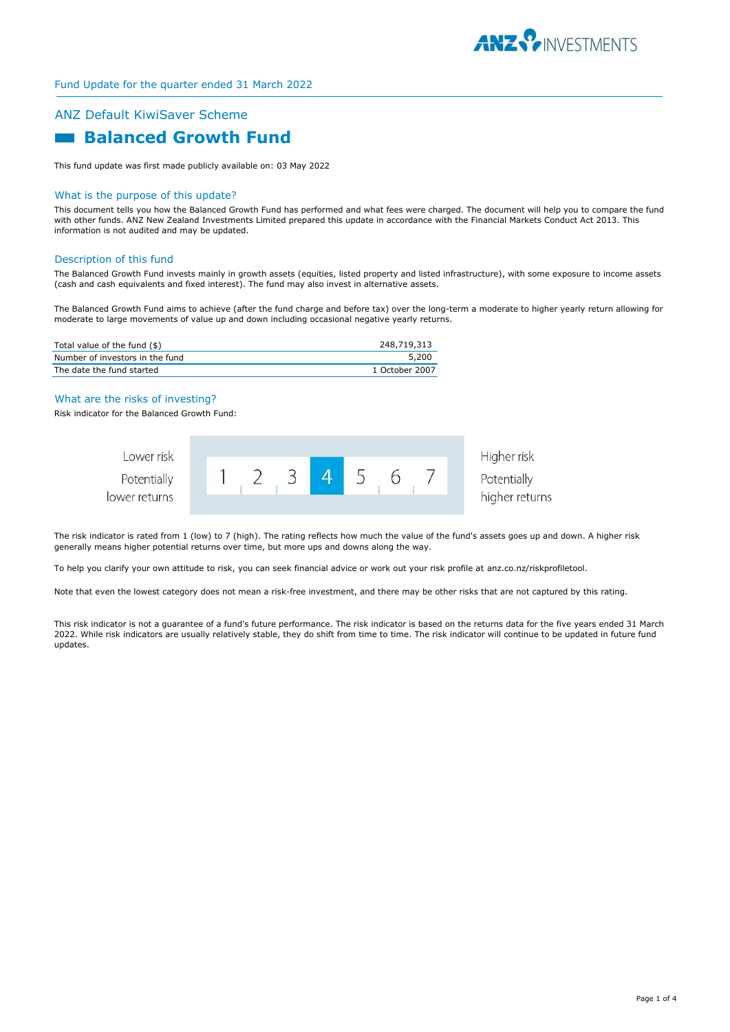Fund Update for the quarter ended 31 March 2022

## ANZ Default KiwiSaver Scheme

# Balanced Growth Fund

This fund update was first made publicly available on: 03 May 2022

## What is the purpose of this update?

This document tells you how the Balanced Growth Fund has performed and what fees were charged. The document will help you to compare the fund with other funds. ANZ New Zealand Investments Limited prepared this update in accordance with the Financial Markets Conduct Act 2013. This information is not audited and may be updated.

## Description of this fund

The Balanced Growth Fund invests mainly in growth assets (equities, listed property and listed infrastructure), with some exposure to income assets (cash and cash equivalents and fixed interest). The fund may also invest in alternative assets.

The Balanced Growth Fund aims to achieve (after the fund charge and before tax) over the long-term a moderate to higher yearly return allowing for moderate to large movements of value up and down including occasional negative yearly returns.

| | |
|---|---|
| Total value of the fund ($) | 248,719,313 |
| Number of investors in the fund | 5,200 |
| The date the fund started | 1 October 2007 |

## What are the risks of investing?

Risk indicator for the Balanced Growth Fund:

| Lower risk<br>Potentially lower returns | 1 | 2 | 3 | **4** | 5 | 6 | 7 | Higher risk<br>Potentially higher returns |
|---|---|---|---|---|---|---|---|---|

The risk indicator is rated from 1 (low) to 7 (high). The rating reflects how much the value of the fund's assets goes up and down. A higher risk generally means higher potential returns over time, but more ups and downs along the way.

To help you clarify your own attitude to risk, you can seek financial advice or work out your risk profile at anz.co.nz/riskprofiletool.

Note that even the lowest category does not mean a risk-free investment, and there may be other risks that are not captured by this rating.

This risk indicator is not a guarantee of a fund's future performance. The risk indicator is based on the returns data for the five years ended 31 March 2022. While risk indicators are usually relatively stable, they do shift from time to time. The risk indicator will continue to be updated in future fund updates.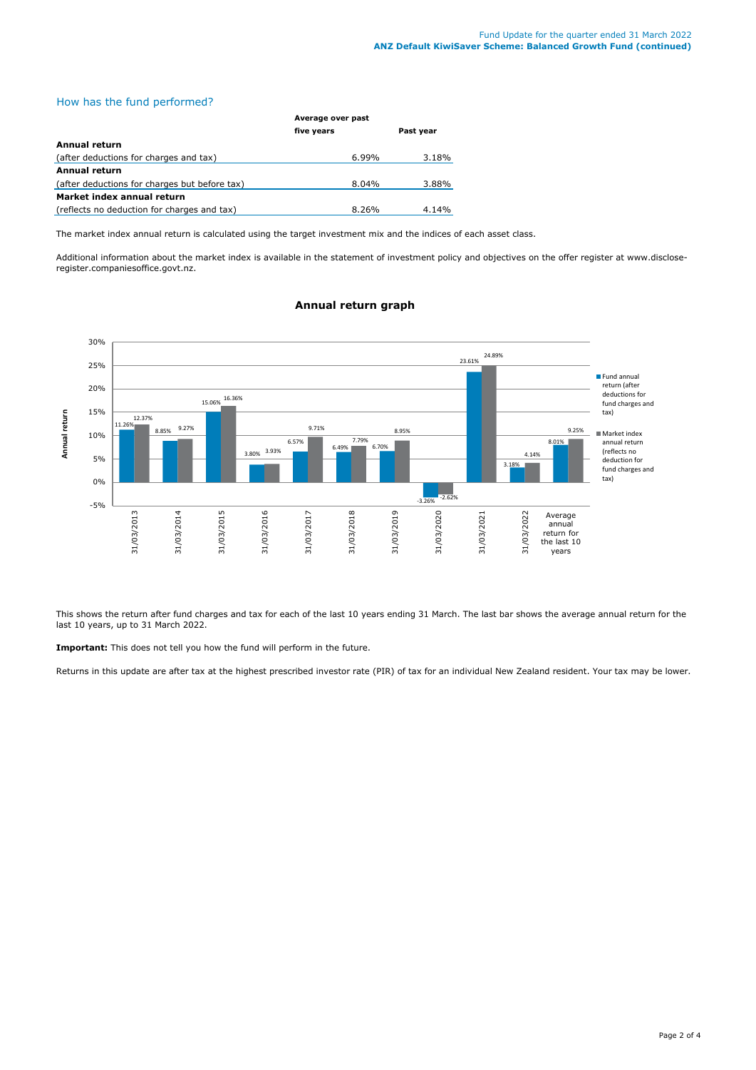## How has the fund performed?

| | Average over past five years | Past year |
|---|---|---|
| **Annual return** | | |
| (after deductions for charges and tax) | 6.99% | 3.18% |
| **Annual return** | | |
| (after deductions for charges but before tax) | 8.04% | 3.88% |
| **Market index annual return** | | |
| (reflects no deduction for charges and tax) | 8.26% | 4.14% |

The market index annual return is calculated using the target investment mix and the indices of each asset class.

Additional information about the market index is available in the statement of investment policy and objectives on the offer register at www.disclose-register.companiesoffice.govt.nz.

### Annual return graph

| Year | Fund annual return (after deductions for fund charges and tax) | Market index annual return (reflects no deduction for fund charges and tax) |
|---|---|---|
| 31/03/2013 | 11.26% | 12.37% |
| 31/03/2014 | 8.85% | 9.27% |
| 31/03/2015 | 15.06% | 16.36% |
| 31/03/2016 | 3.80% | 3.93% |
| 31/03/2017 | 6.57% | 9.71% |
| 31/03/2018 | 6.49% | 7.79% |
| 31/03/2019 | 6.70% | 8.95% |
| 31/03/2020 | -3.26% | -2.62% |
| 31/03/2021 | 23.61% | 24.89% |
| 31/03/2022 | 3.18% | 4.14% |
| Average annual return for the last 10 years | 8.01% | 9.25% |

This shows the return after fund charges and tax for each of the last 10 years ending 31 March. The last bar shows the average annual return for the last 10 years, up to 31 March 2022.

**Important:** This does not tell you how the fund will perform in the future.

Returns in this update are after tax at the highest prescribed investor rate (PIR) of tax for an individual New Zealand resident. Your tax may be lower.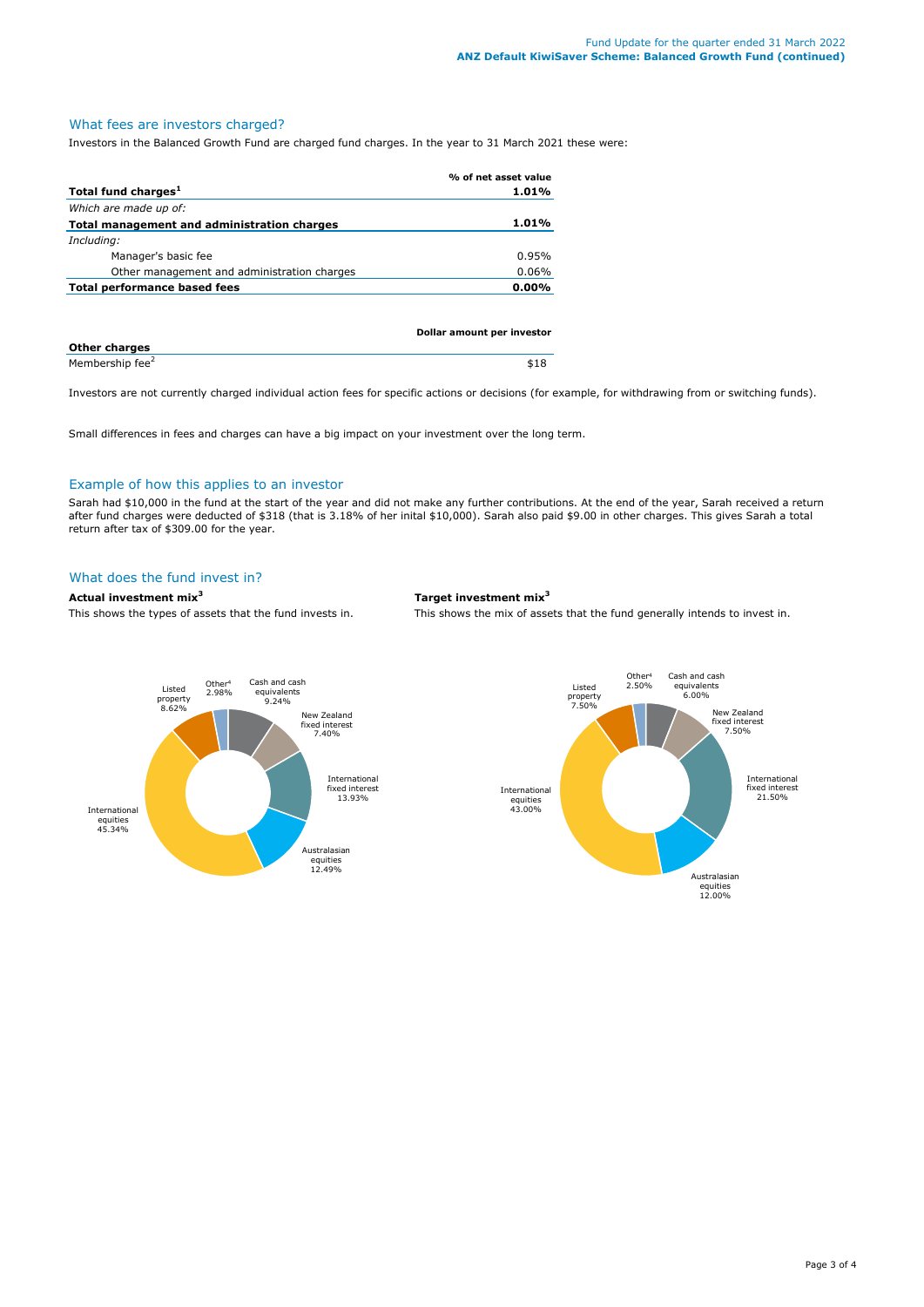## What fees are investors charged?

Investors in the Balanced Growth Fund are charged fund charges. In the year to 31 March 2021 these were:

| | % of net asset value |
|---|---|
| **Total fund charges[1]** | **1.01%** |
| *Which are made up of:* | |
| **Total management and administration charges** | **1.01%** |
| *Including:* | |
| Manager's basic fee | 0.95% |
| Other management and administration charges | 0.06% |
| **Total performance based fees** | **0.00%** |

| | Dollar amount per investor |
|---|---|
| **Other charges** | |
| Membership fee[2] | $18 |

Investors are not currently charged individual action fees for specific actions or decisions (for example, for withdrawing from or switching funds).

Small differences in fees and charges can have a big impact on your investment over the long term.

## Example of how this applies to an investor

Sarah had $10,000 in the fund at the start of the year and did not make any further contributions. At the end of the year, Sarah received a return after fund charges were deducted of $318 (that is 3.18% of her inital $10,000). Sarah also paid $9.00 in other charges. This gives Sarah a total return after tax of $309.00 for the year.

## What does the fund invest in?

**Actual investment mix[3]**

This shows the types of assets that the fund invests in.

| Asset | Actual |
|---|---|
| Cash and cash equivalents | 9.24% |
| New Zealand fixed interest | 7.40% |
| International fixed interest | 13.93% |
| Australasian equities | 12.49% |
| International equities | 45.34% |
| Listed property | 8.62% |
| Other[4] | 2.98% |

**Target investment mix[3]**

This shows the mix of assets that the fund generally intends to invest in.

| Asset | Target |
|---|---|
| Cash and cash equivalents | 6.00% |
| New Zealand fixed interest | 7.50% |
| International fixed interest | 21.50% |
| Australasian equities | 12.00% |
| International equities | 43.00% |
| Listed property | 7.50% |
| Other[4] | 2.50% |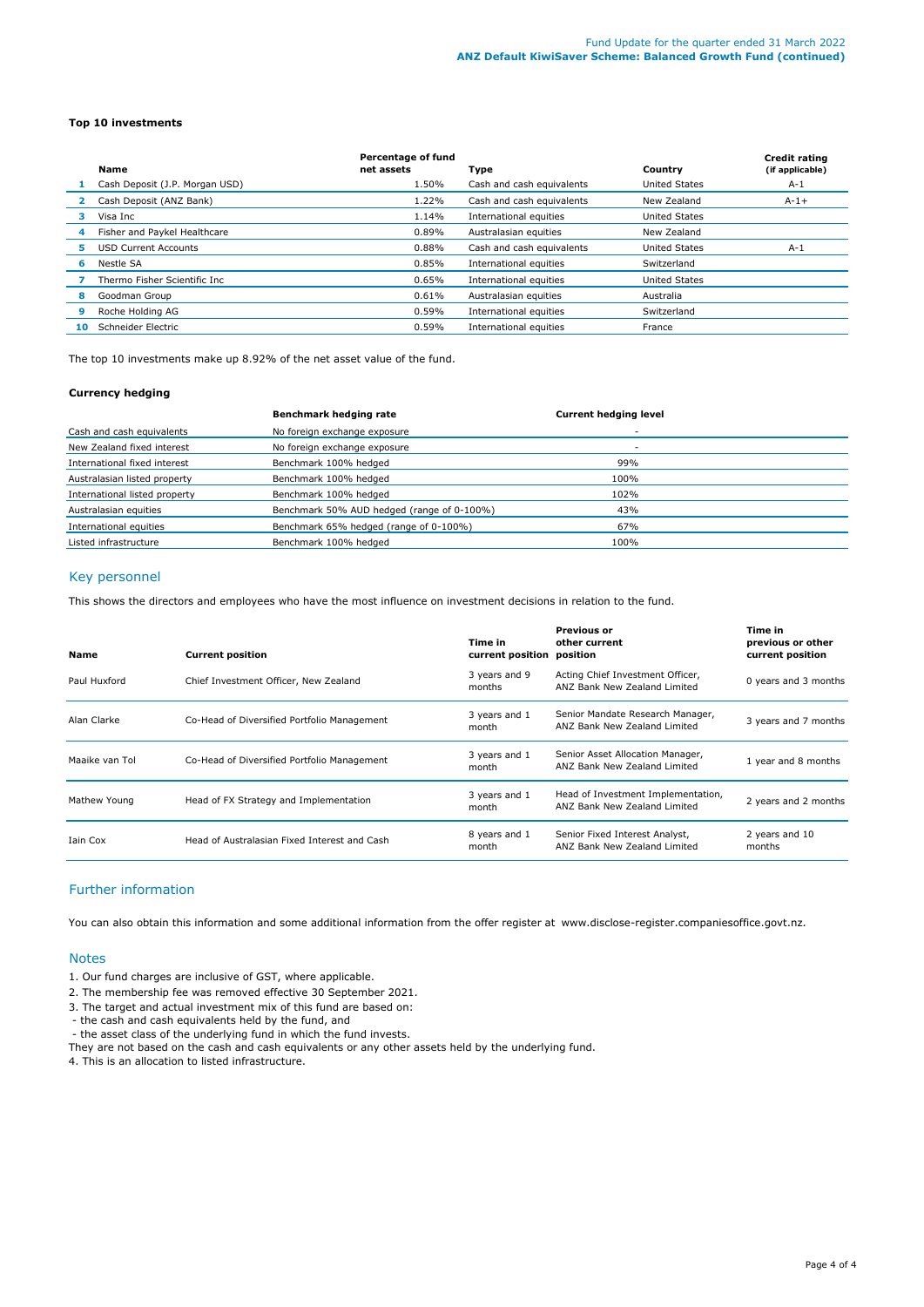### Top 10 investments

| | Name | Percentage of fund net assets | Type | Country | Credit rating (if applicable) |
|---|---|---|---|---|---|
| 1 | Cash Deposit (J.P. Morgan USD) | 1.50% | Cash and cash equivalents | United States | A-1 |
| 2 | Cash Deposit (ANZ Bank) | 1.22% | Cash and cash equivalents | New Zealand | A-1+ |
| 3 | Visa Inc | 1.14% | International equities | United States | |
| 4 | Fisher and Paykel Healthcare | 0.89% | Australasian equities | New Zealand | |
| 5 | USD Current Accounts | 0.88% | Cash and cash equivalents | United States | A-1 |
| 6 | Nestle SA | 0.85% | International equities | Switzerland | |
| 7 | Thermo Fisher Scientific Inc | 0.65% | International equities | United States | |
| 8 | Goodman Group | 0.61% | Australasian equities | Australia | |
| 9 | Roche Holding AG | 0.59% | International equities | Switzerland | |
| 10 | Schneider Electric | 0.59% | International equities | France | |

The top 10 investments make up 8.92% of the net asset value of the fund.

### Currency hedging

| | Benchmark hedging rate | Current hedging level |
|---|---|---|
| Cash and cash equivalents | No foreign exchange exposure | - |
| New Zealand fixed interest | No foreign exchange exposure | - |
| International fixed interest | Benchmark 100% hedged | 99% |
| Australasian listed property | Benchmark 100% hedged | 100% |
| International listed property | Benchmark 100% hedged | 102% |
| Australasian equities | Benchmark 50% AUD hedged (range of 0-100%) | 43% |
| International equities | Benchmark 65% hedged (range of 0-100%) | 67% |
| Listed infrastructure | Benchmark 100% hedged | 100% |

## Key personnel

This shows the directors and employees who have the most influence on investment decisions in relation to the fund.

| Name | Current position | Time in current position | Previous or other current position | Time in previous or other current position |
|---|---|---|---|---|
| Paul Huxford | Chief Investment Officer, New Zealand | 3 years and 9 months | Acting Chief Investment Officer, ANZ Bank New Zealand Limited | 0 years and 3 months |
| Alan Clarke | Co-Head of Diversified Portfolio Management | 3 years and 1 month | Senior Mandate Research Manager, ANZ Bank New Zealand Limited | 3 years and 7 months |
| Maaike van Tol | Co-Head of Diversified Portfolio Management | 3 years and 1 month | Senior Asset Allocation Manager, ANZ Bank New Zealand Limited | 1 year and 8 months |
| Mathew Young | Head of FX Strategy and Implementation | 3 years and 1 month | Head of Investment Implementation, ANZ Bank New Zealand Limited | 2 years and 2 months |
| Iain Cox | Head of Australasian Fixed Interest and Cash | 8 years and 1 month | Senior Fixed Interest Analyst, ANZ Bank New Zealand Limited | 2 years and 10 months |

## Further information

You can also obtain this information and some additional information from the offer register at www.disclose-register.companiesoffice.govt.nz.

## Notes

1. Our fund charges are inclusive of GST, where applicable.
2. The membership fee was removed effective 30 September 2021.
3. The target and actual investment mix of this fund are based on:
   - the cash and cash equivalents held by the fund, and
   - the asset class of the underlying fund in which the fund invests.

   They are not based on the cash and cash equivalents or any other assets held by the underlying fund.
4. This is an allocation to listed infrastructure.